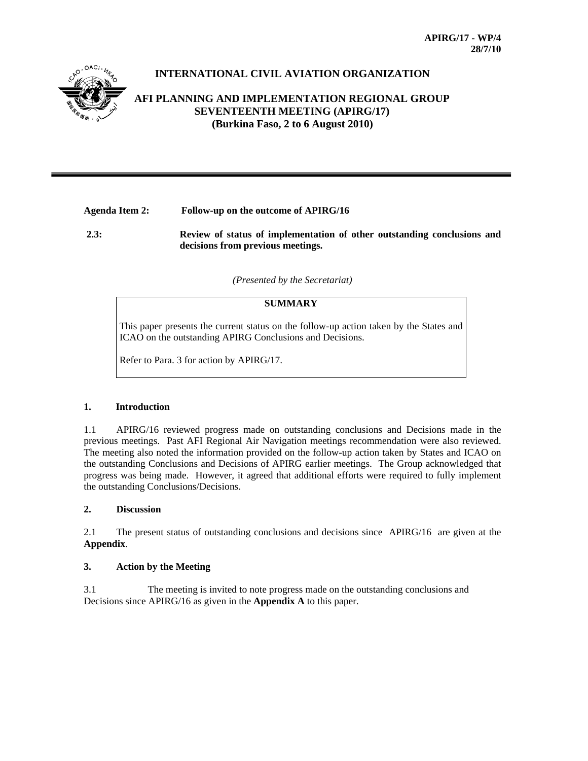**APIRG/17 - WP/4**
**28/7/10**

**INTERNATIONAL CIVIL AVIATION ORGANIZATION**

**AFI PLANNING AND IMPLEMENTATION REGIONAL GROUP SEVENTEENTH MEETING (APIRG/17)**
**(Burkina Faso, 2 to 6 August 2010)**

---

**Agenda Item 2: Follow-up on the outcome of APIRG/16**

**2.3: Review of status of implementation of other outstanding conclusions and decisions from previous meetings.**

*(Presented by the Secretariat)*

| **SUMMARY** |
|---|
| This paper presents the current status on the follow-up action taken by the States and ICAO on the outstanding APIRG Conclusions and Decisions.<br><br>Refer to Para. 3 for action by APIRG/17. |

## 1. Introduction

1.1 APIRG/16 reviewed progress made on outstanding conclusions and Decisions made in the previous meetings. Past AFI Regional Air Navigation meetings recommendation were also reviewed. The meeting also noted the information provided on the follow-up action taken by States and ICAO on the outstanding Conclusions and Decisions of APIRG earlier meetings. The Group acknowledged that progress was being made. However, it agreed that additional efforts were required to fully implement the outstanding Conclusions/Decisions.

## 2. Discussion

2.1 The present status of outstanding conclusions and decisions since APIRG/16 are given at the **Appendix**.

## 3. Action by the Meeting

3.1 The meeting is invited to note progress made on the outstanding conclusions and Decisions since APIRG/16 as given in the **Appendix A** to this paper.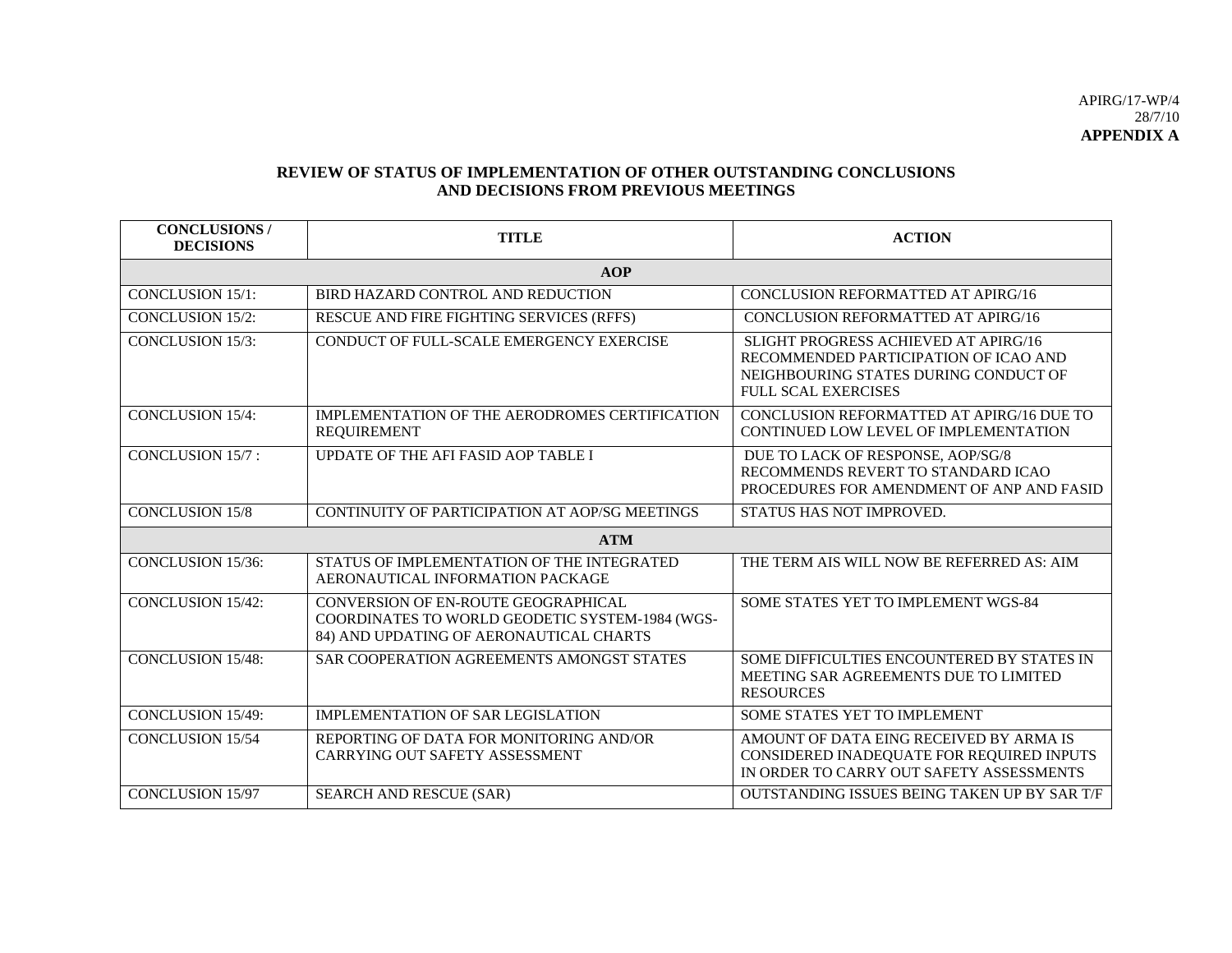APIRG/17-WP/4
28/7/10
**APPENDIX A**

## REVIEW OF STATUS OF IMPLEMENTATION OF OTHER OUTSTANDING CONCLUSIONS AND DECISIONS FROM PREVIOUS MEETINGS

| CONCLUSIONS / DECISIONS | TITLE | ACTION |
|---|---|---|
| **AOP** | | |
| CONCLUSION 15/1: | BIRD HAZARD CONTROL AND REDUCTION | CONCLUSION REFORMATTED AT APIRG/16 |
| CONCLUSION 15/2: | RESCUE AND FIRE FIGHTING SERVICES (RFFS) | CONCLUSION REFORMATTED AT APIRG/16 |
| CONCLUSION 15/3: | CONDUCT OF FULL-SCALE EMERGENCY EXERCISE | SLIGHT PROGRESS ACHIEVED AT APIRG/16 RECOMMENDED PARTICIPATION OF ICAO AND NEIGHBOURING STATES DURING CONDUCT OF FULL SCAL EXERCISES |
| CONCLUSION 15/4: | IMPLEMENTATION OF THE AERODROMES CERTIFICATION REQUIREMENT | CONCLUSION REFORMATTED AT APIRG/16 DUE TO CONTINUED LOW LEVEL OF IMPLEMENTATION |
| CONCLUSION 15/7 : | UPDATE OF THE AFI FASID AOP TABLE I | DUE TO LACK OF RESPONSE, AOP/SG/8 RECOMMENDS REVERT TO STANDARD ICAO PROCEDURES FOR AMENDMENT OF ANP AND FASID |
| CONCLUSION 15/8 | CONTINUITY OF PARTICIPATION AT AOP/SG MEETINGS | STATUS HAS NOT IMPROVED. |
| **ATM** | | |
| CONCLUSION 15/36: | STATUS OF IMPLEMENTATION OF THE INTEGRATED AERONAUTICAL INFORMATION PACKAGE | THE TERM AIS WILL NOW BE REFERRED AS: AIM |
| CONCLUSION 15/42: | CONVERSION OF EN-ROUTE GEOGRAPHICAL COORDINATES TO WORLD GEODETIC SYSTEM-1984 (WGS-84) AND UPDATING OF AERONAUTICAL CHARTS | SOME STATES YET TO IMPLEMENT WGS-84 |
| CONCLUSION 15/48: | SAR COOPERATION AGREEMENTS AMONGST STATES | SOME DIFFICULTIES ENCOUNTERED BY STATES IN MEETING SAR AGREEMENTS DUE TO LIMITED RESOURCES |
| CONCLUSION 15/49: | IMPLEMENTATION OF SAR LEGISLATION | SOME STATES YET TO IMPLEMENT |
| CONCLUSION 15/54 | REPORTING OF DATA FOR MONITORING AND/OR CARRYING OUT SAFETY ASSESSMENT | AMOUNT OF DATA EING BEING RECEIVED BY ARMA IS CONSIDERED INADEQUATE FOR REQUIRED INPUTS IN ORDER TO CARRY OUT SAFETY ASSESSMENTS |
| CONCLUSION 15/97 | SEARCH AND RESCUE (SAR) | OUTSTANDING ISSUES BEING TAKEN UP BY SAR T/F |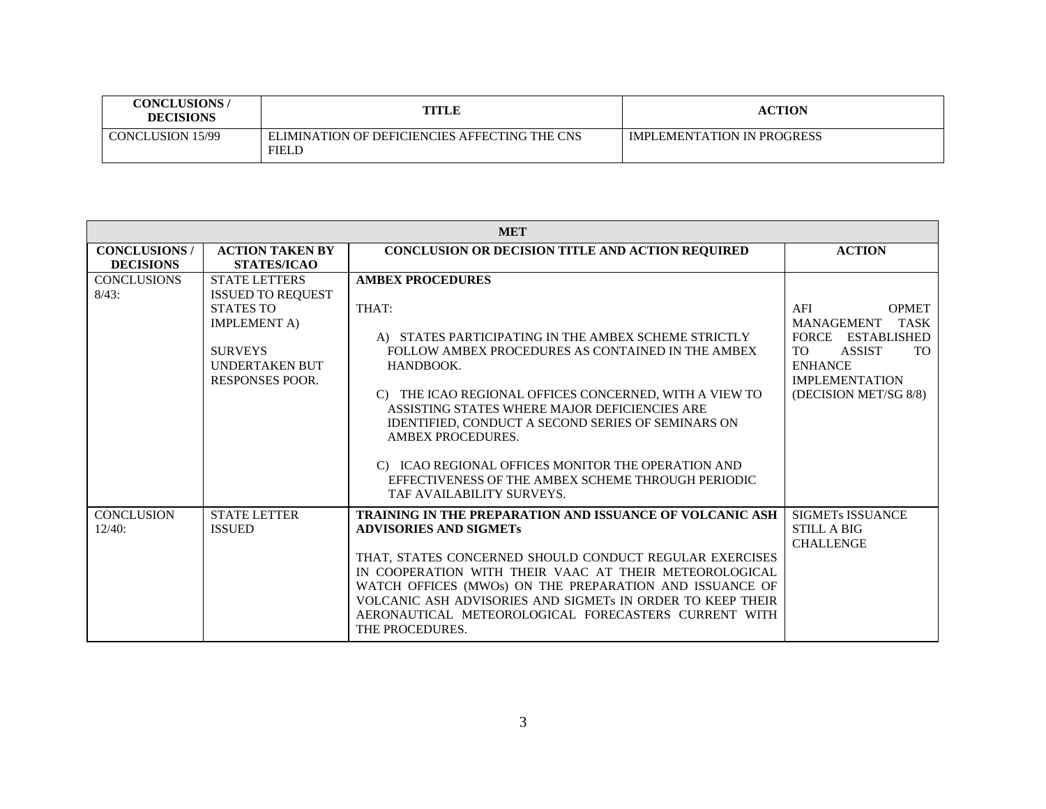| CONCLUSIONS / DECISIONS | TITLE | ACTION |
|---|---|---|
| CONCLUSION 15/99 | ELIMINATION OF DEFICIENCIES AFFECTING THE CNS FIELD | IMPLEMENTATION IN PROGRESS |

| MET | | | |
|---|---|---|---|
| **CONCLUSIONS / DECISIONS** | **ACTION TAKEN BY STATES/ICAO** | **CONCLUSION OR DECISION TITLE AND ACTION REQUIRED** | **ACTION** |
| CONCLUSIONS 8/43: | STATE LETTERS ISSUED TO REQUEST STATES TO IMPLEMENT A)<br><br>SURVEYS UNDERTAKEN BUT RESPONSES POOR. | **AMBEX PROCEDURES**<br><br>THAT:<br><br>A) STATES PARTICIPATING IN THE AMBEX SCHEME STRICTLY FOLLOW AMBEX PROCEDURES AS CONTAINED IN THE AMBEX HANDBOOK.<br><br>C) THE ICAO REGIONAL OFFICES CONCERNED, WITH A VIEW TO ASSISTING STATES WHERE MAJOR DEFICIENCIES ARE IDENTIFIED, CONDUCT A SECOND SERIES OF SEMINARS ON AMBEX PROCEDURES.<br><br>C) ICAO REGIONAL OFFICES MONITOR THE OPERATION AND EFFECTIVENESS OF THE AMBEX SCHEME THROUGH PERIODIC TAF AVAILABILITY SURVEYS. | AFI OPMET MANAGEMENT TASK FORCE ESTABLISHED TO ASSIST TO ENHANCE IMPLEMENTATION (DECISION MET/SG 8/8) |
| CONCLUSION 12/40: | STATE LETTER ISSUED | **TRAINING IN THE PREPARATION AND ISSUANCE OF VOLCANIC ASH ADVISORIES AND SIGMETs**<br><br>THAT, STATES CONCERNED SHOULD CONDUCT REGULAR EXERCISES IN COOPERATION WITH THEIR VAAC AT THEIR METEOROLOGICAL WATCH OFFICES (MWOs) ON THE PREPARATION AND ISSUANCE OF VOLCANIC ASH ADVISORIES AND SIGMETs IN ORDER TO KEEP THEIR AERONAUTICAL METEOROLOGICAL FORECASTERS CURRENT WITH THE PROCEDURES. | SIGMETs ISSUANCE STILL A BIG CHALLENGE |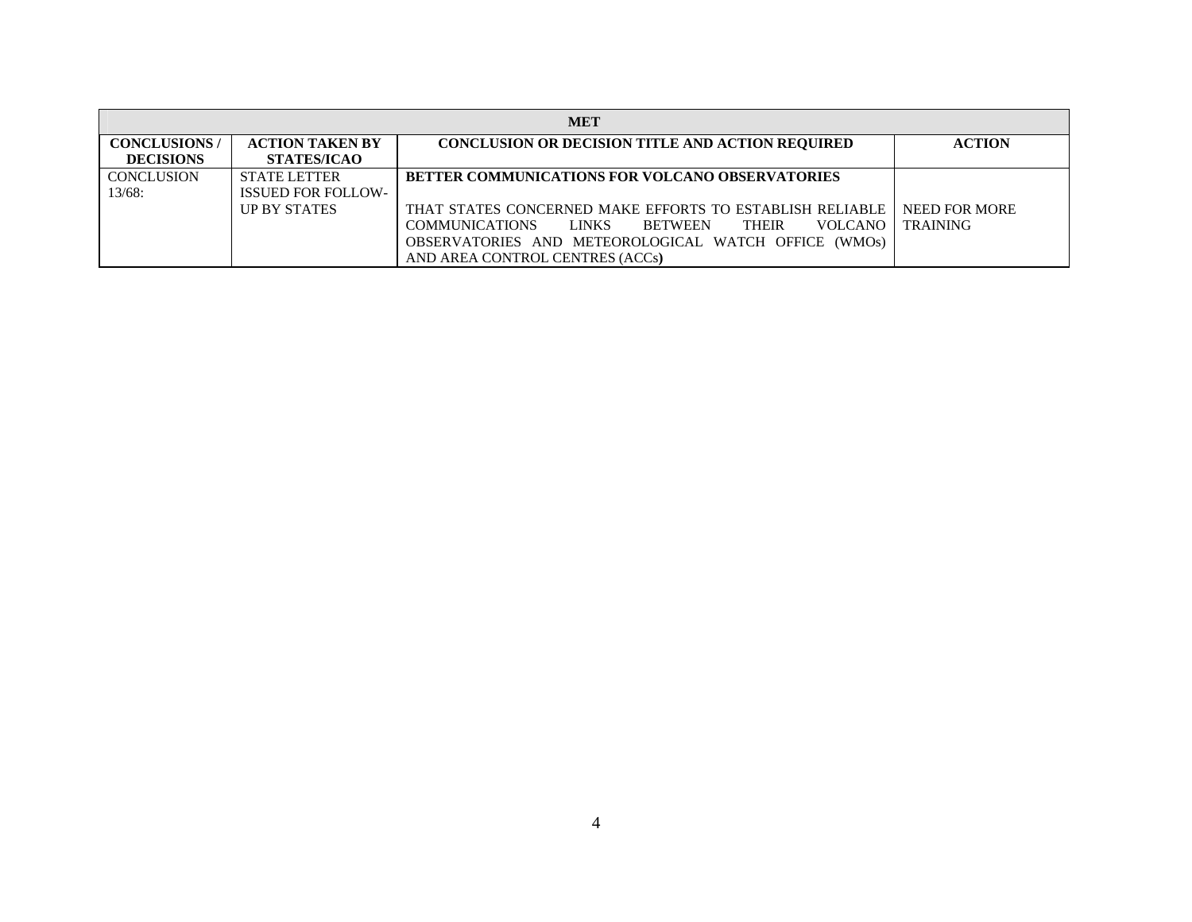| MET | | | |
|---|---|---|---|
| **CONCLUSIONS / DECISIONS** | **ACTION TAKEN BY STATES/ICAO** | **CONCLUSION OR DECISION TITLE AND ACTION REQUIRED** | **ACTION** |
| CONCLUSION 13/68: | STATE LETTER ISSUED FOR FOLLOW-UP BY STATES | **BETTER COMMUNICATIONS FOR VOLCANO OBSERVATORIES**<br><br>THAT STATES CONCERNED MAKE EFFORTS TO ESTABLISH RELIABLE COMMUNICATIONS LINKS BETWEEN THEIR VOLCANO OBSERVATORIES AND METEOROLOGICAL WATCH OFFICE (WMOs) AND AREA CONTROL CENTRES (ACCs**)** | NEED FOR MORE TRAINING |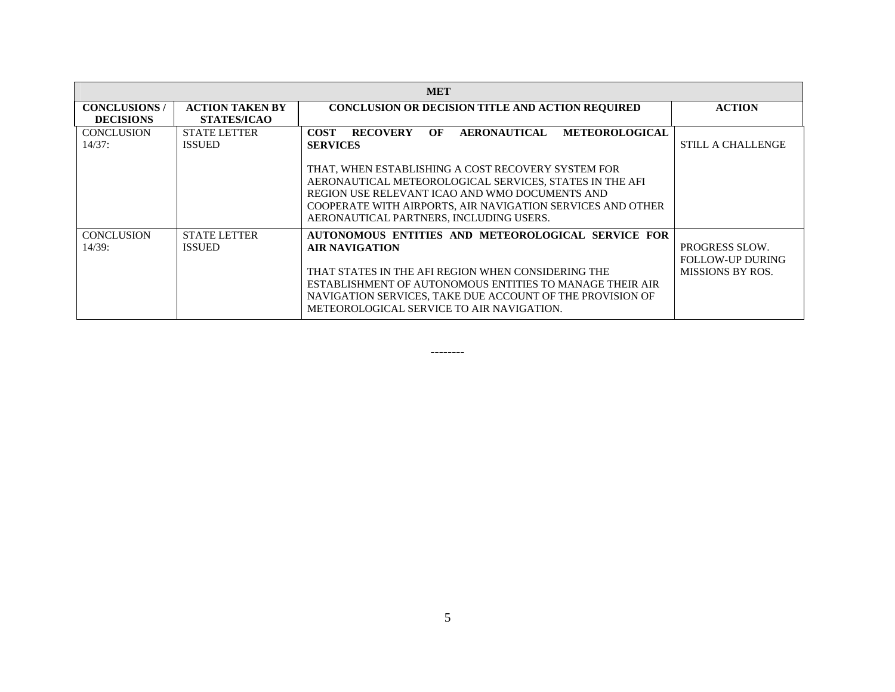| MET | | | |
|---|---|---|---|
| **CONCLUSIONS / DECISIONS** | **ACTION TAKEN BY STATES/ICAO** | **CONCLUSION OR DECISION TITLE AND ACTION REQUIRED** | **ACTION** |
| CONCLUSION 14/37: | STATE LETTER ISSUED | **COST RECOVERY OF AERONAUTICAL METEOROLOGICAL SERVICES**<br><br>THAT, WHEN ESTABLISHING A COST RECOVERY SYSTEM FOR AERONAUTICAL METEOROLOGICAL SERVICES, STATES IN THE AFI REGION USE RELEVANT ICAO AND WMO DOCUMENTS AND COOPERATE WITH AIRPORTS, AIR NAVIGATION SERVICES AND OTHER AERONAUTICAL PARTNERS, INCLUDING USERS. | STILL A CHALLENGE |
| CONCLUSION 14/39: | STATE LETTER ISSUED | **AUTONOMOUS ENTITIES AND METEOROLOGICAL SERVICE FOR AIR NAVIGATION**<br><br>THAT STATES IN THE AFI REGION WHEN CONSIDERING THE ESTABLISHMENT OF AUTONOMOUS ENTITIES TO MANAGE THEIR AIR NAVIGATION SERVICES, TAKE DUE ACCOUNT OF THE PROVISION OF METEOROLOGICAL SERVICE TO AIR NAVIGATION. | PROGRESS SLOW. FOLLOW-UP DURING MISSIONS BY ROS. |

--------